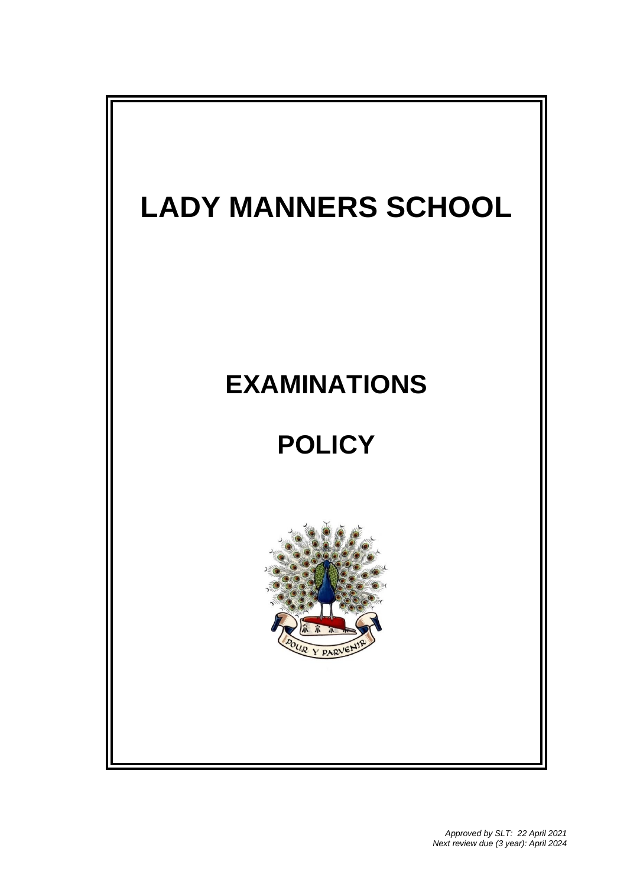# LADY MANNERS SCHOOL

# EXAMINATIONS

# POLICY

POUR Y PARVENIR

*Approved by SLT: 22 April 2021*
*Next review due (3 year): April 2024*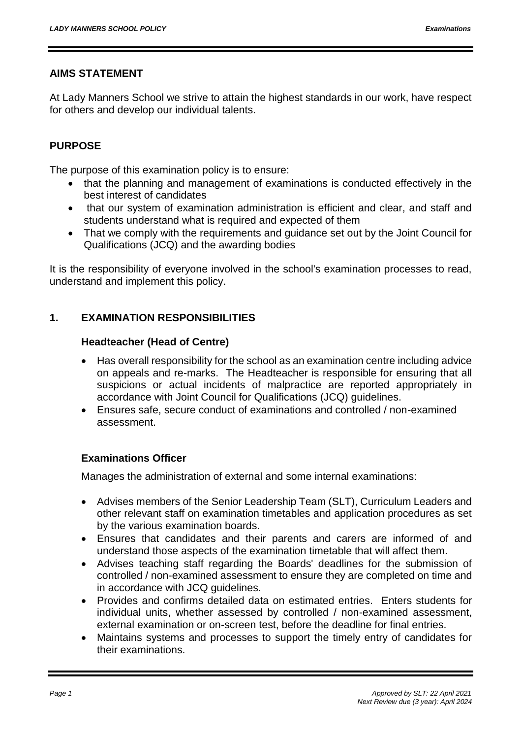## AIMS STATEMENT

At Lady Manners School we strive to attain the highest standards in our work, have respect for others and develop our individual talents.

## PURPOSE

The purpose of this examination policy is to ensure:

- that the planning and management of examinations is conducted effectively in the best interest of candidates
- that our system of examination administration is efficient and clear, and staff and students understand what is required and expected of them
- That we comply with the requirements and guidance set out by the Joint Council for Qualifications (JCQ) and the awarding bodies

It is the responsibility of everyone involved in the school's examination processes to read, understand and implement this policy.

## 1. EXAMINATION RESPONSIBILITIES

### Headteacher (Head of Centre)

- Has overall responsibility for the school as an examination centre including advice on appeals and re-marks. The Headteacher is responsible for ensuring that all suspicions or actual incidents of malpractice are reported appropriately in accordance with Joint Council for Qualifications (JCQ) guidelines.
- Ensures safe, secure conduct of examinations and controlled / non-examined assessment.

### Examinations Officer

Manages the administration of external and some internal examinations:

- Advises members of the Senior Leadership Team (SLT), Curriculum Leaders and other relevant staff on examination timetables and application procedures as set by the various examination boards.
- Ensures that candidates and their parents and carers are informed of and understand those aspects of the examination timetable that will affect them.
- Advises teaching staff regarding the Boards' deadlines for the submission of controlled / non-examined assessment to ensure they are completed on time and in accordance with JCQ guidelines.
- Provides and confirms detailed data on estimated entries. Enters students for individual units, whether assessed by controlled / non-examined assessment, external examination or on-screen test, before the deadline for final entries.
- Maintains systems and processes to support the timely entry of candidates for their examinations.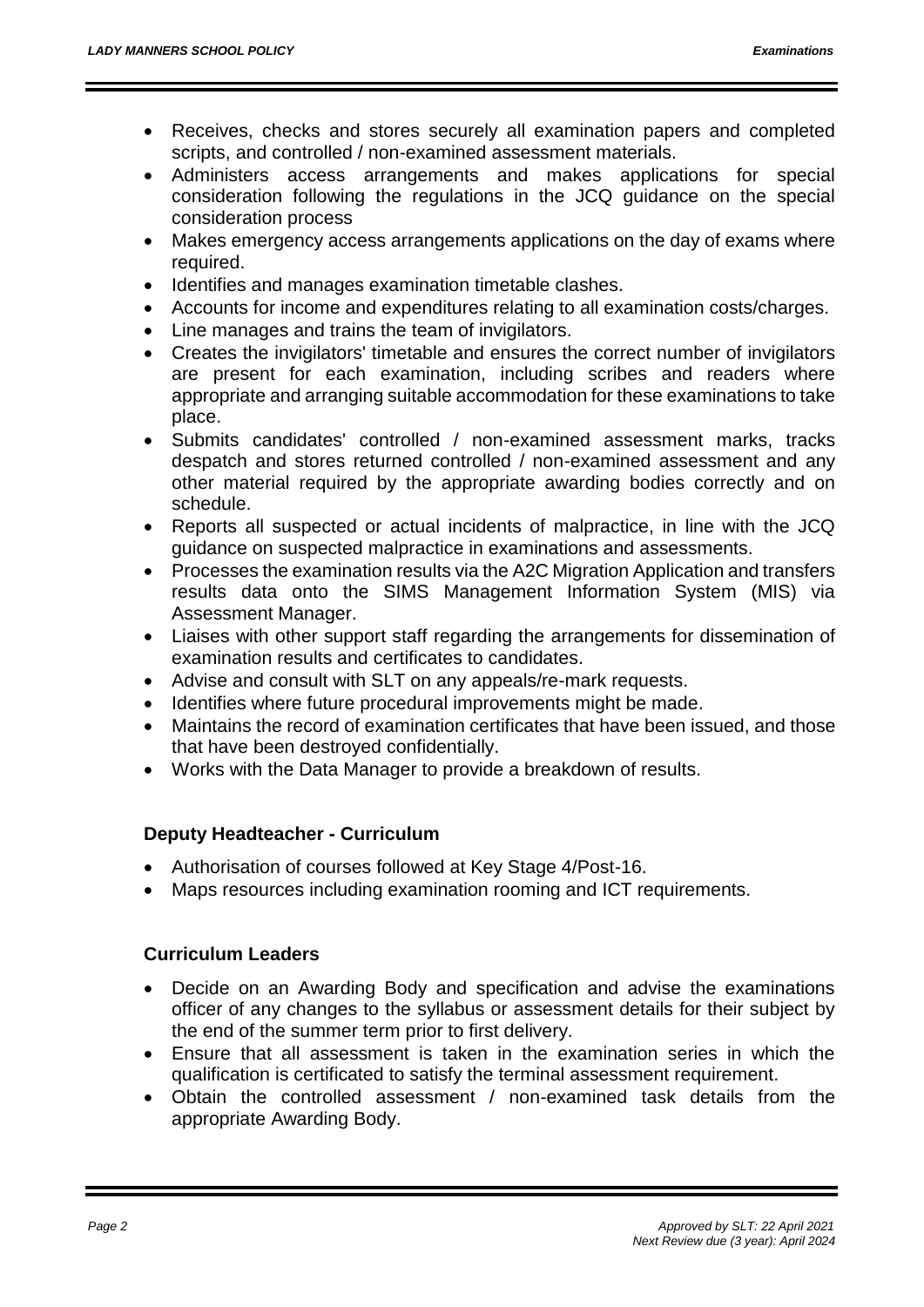- Receives, checks and stores securely all examination papers and completed scripts, and controlled / non-examined assessment materials.
- Administers access arrangements and makes applications for special consideration following the regulations in the JCQ guidance on the special consideration process
- Makes emergency access arrangements applications on the day of exams where required.
- Identifies and manages examination timetable clashes.
- Accounts for income and expenditures relating to all examination costs/charges.
- Line manages and trains the team of invigilators.
- Creates the invigilators' timetable and ensures the correct number of invigilators are present for each examination, including scribes and readers where appropriate and arranging suitable accommodation for these examinations to take place.
- Submits candidates' controlled / non-examined assessment marks, tracks despatch and stores returned controlled / non-examined assessment and any other material required by the appropriate awarding bodies correctly and on schedule.
- Reports all suspected or actual incidents of malpractice, in line with the JCQ guidance on suspected malpractice in examinations and assessments.
- Processes the examination results via the A2C Migration Application and transfers results data onto the SIMS Management Information System (MIS) via Assessment Manager.
- Liaises with other support staff regarding the arrangements for dissemination of examination results and certificates to candidates.
- Advise and consult with SLT on any appeals/re-mark requests.
- Identifies where future procedural improvements might be made.
- Maintains the record of examination certificates that have been issued, and those that have been destroyed confidentially.
- Works with the Data Manager to provide a breakdown of results.

### Deputy Headteacher - Curriculum

- Authorisation of courses followed at Key Stage 4/Post-16.
- Maps resources including examination rooming and ICT requirements.

### Curriculum Leaders

- Decide on an Awarding Body and specification and advise the examinations officer of any changes to the syllabus or assessment details for their subject by the end of the summer term prior to first delivery.
- Ensure that all assessment is taken in the examination series in which the qualification is certificated to satisfy the terminal assessment requirement.
- Obtain the controlled assessment / non-examined task details from the appropriate Awarding Body.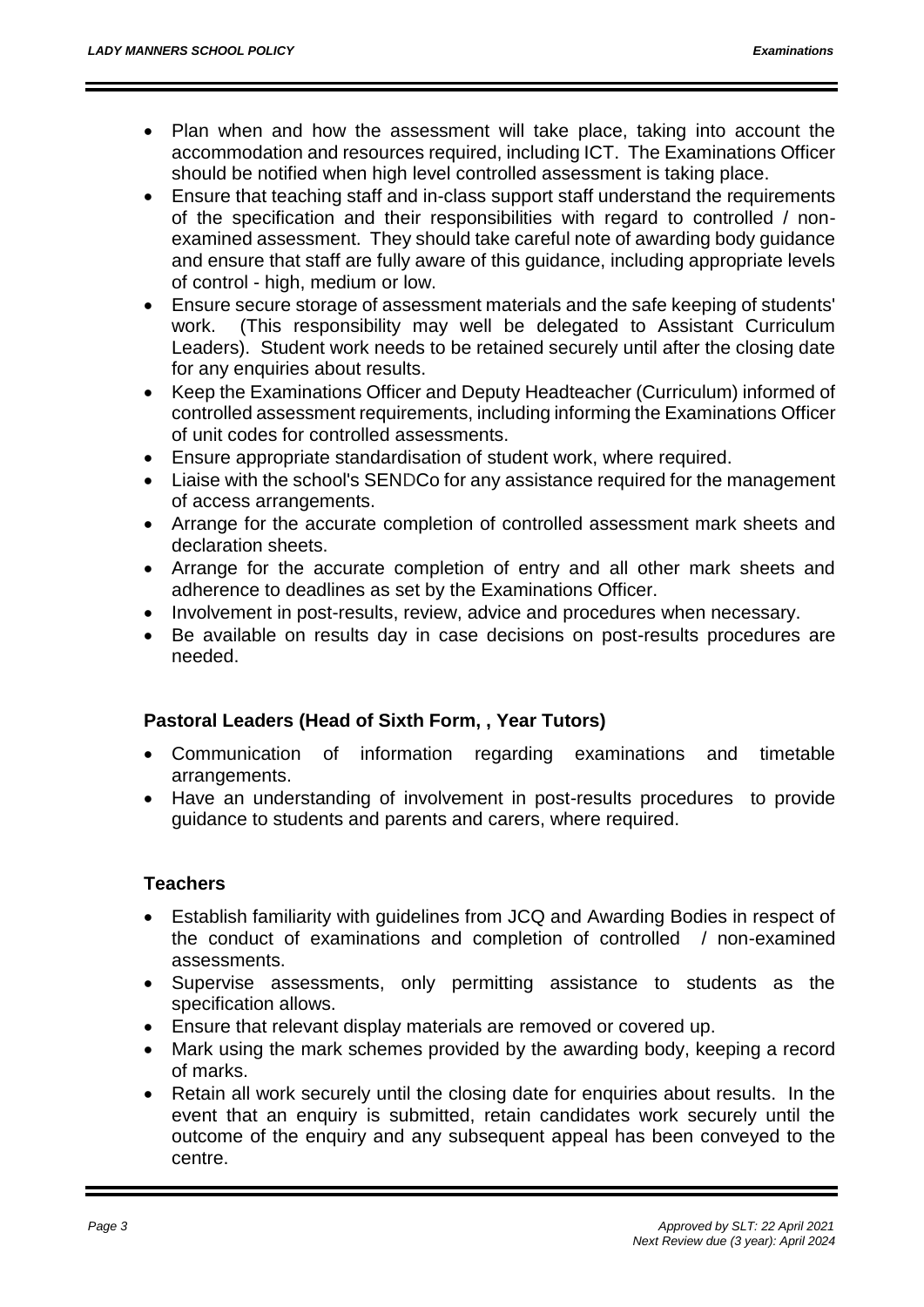- Plan when and how the assessment will take place, taking into account the accommodation and resources required, including ICT. The Examinations Officer should be notified when high level controlled assessment is taking place.
- Ensure that teaching staff and in-class support staff understand the requirements of the specification and their responsibilities with regard to controlled / non-examined assessment. They should take careful note of awarding body guidance and ensure that staff are fully aware of this guidance, including appropriate levels of control - high, medium or low.
- Ensure secure storage of assessment materials and the safe keeping of students' work. (This responsibility may well be delegated to Assistant Curriculum Leaders). Student work needs to be retained securely until after the closing date for any enquiries about results.
- Keep the Examinations Officer and Deputy Headteacher (Curriculum) informed of controlled assessment requirements, including informing the Examinations Officer of unit codes for controlled assessments.
- Ensure appropriate standardisation of student work, where required.
- Liaise with the school's SENDCo for any assistance required for the management of access arrangements.
- Arrange for the accurate completion of controlled assessment mark sheets and declaration sheets.
- Arrange for the accurate completion of entry and all other mark sheets and adherence to deadlines as set by the Examinations Officer.
- Involvement in post-results, review, advice and procedures when necessary.
- Be available on results day in case decisions on post-results procedures are needed.

**Pastoral Leaders (Head of Sixth Form, , Year Tutors)**

- Communication of information regarding examinations and timetable arrangements.
- Have an understanding of involvement in post-results procedures to provide guidance to students and parents and carers, where required.

**Teachers**

- Establish familiarity with guidelines from JCQ and Awarding Bodies in respect of the conduct of examinations and completion of controlled / non-examined assessments.
- Supervise assessments, only permitting assistance to students as the specification allows.
- Ensure that relevant display materials are removed or covered up.
- Mark using the mark schemes provided by the awarding body, keeping a record of marks.
- Retain all work securely until the closing date for enquiries about results. In the event that an enquiry is submitted, retain candidates work securely until the outcome of the enquiry and any subsequent appeal has been conveyed to the centre.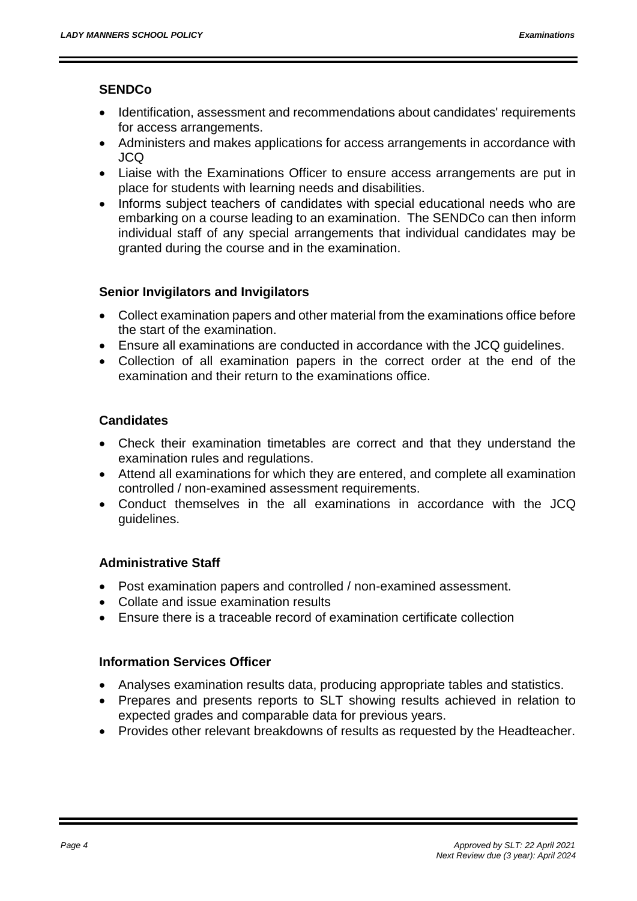### SENDCo

- Identification, assessment and recommendations about candidates' requirements for access arrangements.
- Administers and makes applications for access arrangements in accordance with JCQ
- Liaise with the Examinations Officer to ensure access arrangements are put in place for students with learning needs and disabilities.
- Informs subject teachers of candidates with special educational needs who are embarking on a course leading to an examination. The SENDCo can then inform individual staff of any special arrangements that individual candidates may be granted during the course and in the examination.

### Senior Invigilators and Invigilators

- Collect examination papers and other material from the examinations office before the start of the examination.
- Ensure all examinations are conducted in accordance with the JCQ guidelines.
- Collection of all examination papers in the correct order at the end of the examination and their return to the examinations office.

### Candidates

- Check their examination timetables are correct and that they understand the examination rules and regulations.
- Attend all examinations for which they are entered, and complete all examination controlled / non-examined assessment requirements.
- Conduct themselves in the all examinations in accordance with the JCQ guidelines.

### Administrative Staff

- Post examination papers and controlled / non-examined assessment.
- Collate and issue examination results
- Ensure there is a traceable record of examination certificate collection

### Information Services Officer

- Analyses examination results data, producing appropriate tables and statistics.
- Prepares and presents reports to SLT showing results achieved in relation to expected grades and comparable data for previous years.
- Provides other relevant breakdowns of results as requested by the Headteacher.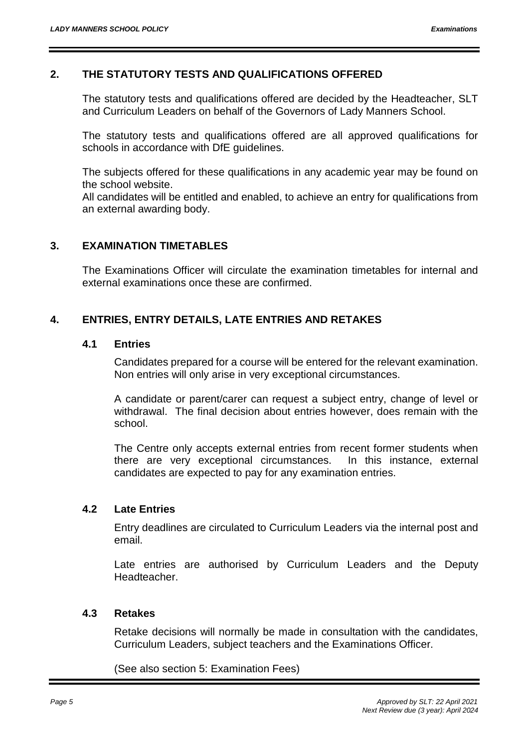## 2. THE STATUTORY TESTS AND QUALIFICATIONS OFFERED

The statutory tests and qualifications offered are decided by the Headteacher, SLT and Curriculum Leaders on behalf of the Governors of Lady Manners School.

The statutory tests and qualifications offered are all approved qualifications for schools in accordance with DfE guidelines.

The subjects offered for these qualifications in any academic year may be found on the school website.
All candidates will be entitled and enabled, to achieve an entry for qualifications from an external awarding body.

## 3. EXAMINATION TIMETABLES

The Examinations Officer will circulate the examination timetables for internal and external examinations once these are confirmed.

## 4. ENTRIES, ENTRY DETAILS, LATE ENTRIES AND RETAKES

### 4.1 Entries

Candidates prepared for a course will be entered for the relevant examination. Non entries will only arise in very exceptional circumstances.

A candidate or parent/carer can request a subject entry, change of level or withdrawal. The final decision about entries however, does remain with the school.

The Centre only accepts external entries from recent former students when there are very exceptional circumstances. In this instance, external candidates are expected to pay for any examination entries.

### 4.2 Late Entries

Entry deadlines are circulated to Curriculum Leaders via the internal post and email.

Late entries are authorised by Curriculum Leaders and the Deputy Headteacher.

### 4.3 Retakes

Retake decisions will normally be made in consultation with the candidates, Curriculum Leaders, subject teachers and the Examinations Officer.

(See also section 5: Examination Fees)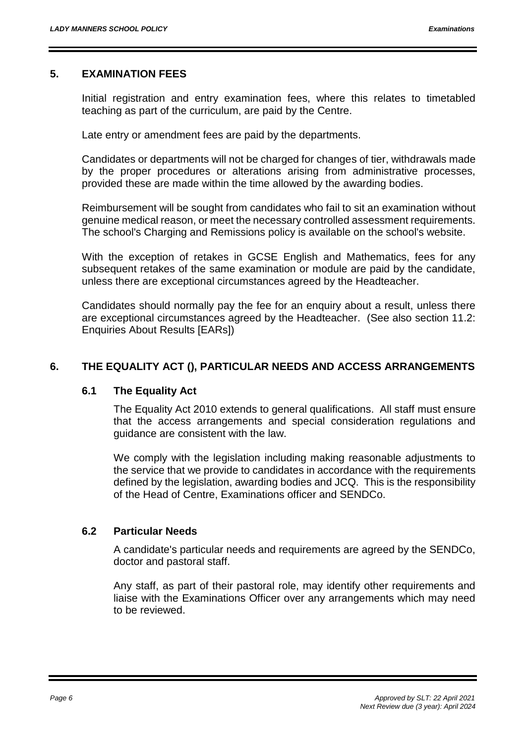## 5. EXAMINATION FEES

Initial registration and entry examination fees, where this relates to timetabled teaching as part of the curriculum, are paid by the Centre.

Late entry or amendment fees are paid by the departments.

Candidates or departments will not be charged for changes of tier, withdrawals made by the proper procedures or alterations arising from administrative processes, provided these are made within the time allowed by the awarding bodies.

Reimbursement will be sought from candidates who fail to sit an examination without genuine medical reason, or meet the necessary controlled assessment requirements. The school's Charging and Remissions policy is available on the school's website.

With the exception of retakes in GCSE English and Mathematics, fees for any subsequent retakes of the same examination or module are paid by the candidate, unless there are exceptional circumstances agreed by the Headteacher.

Candidates should normally pay the fee for an enquiry about a result, unless there are exceptional circumstances agreed by the Headteacher. (See also section 11.2: Enquiries About Results [EARs])

## 6. THE EQUALITY ACT (), PARTICULAR NEEDS AND ACCESS ARRANGEMENTS

### 6.1 The Equality Act

The Equality Act 2010 extends to general qualifications. All staff must ensure that the access arrangements and special consideration regulations and guidance are consistent with the law.

We comply with the legislation including making reasonable adjustments to the service that we provide to candidates in accordance with the requirements defined by the legislation, awarding bodies and JCQ. This is the responsibility of the Head of Centre, Examinations officer and SENDCo.

### 6.2 Particular Needs

A candidate's particular needs and requirements are agreed by the SENDCo, doctor and pastoral staff.

Any staff, as part of their pastoral role, may identify other requirements and liaise with the Examinations Officer over any arrangements which may need to be reviewed.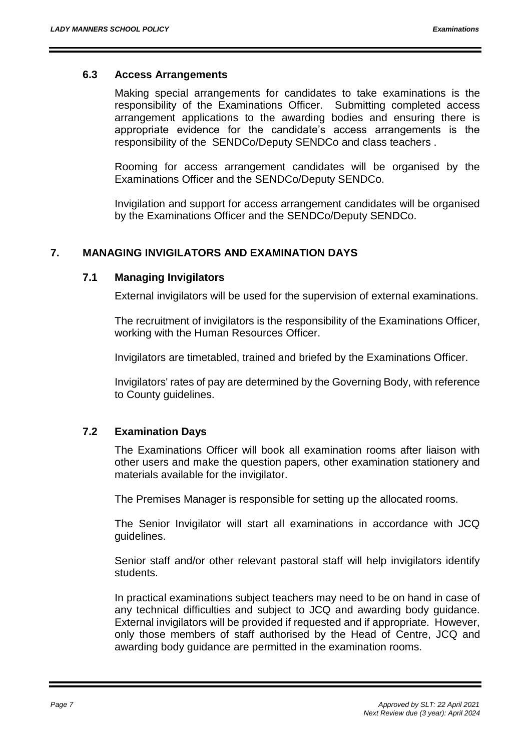### 6.3 Access Arrangements

Making special arrangements for candidates to take examinations is the responsibility of the Examinations Officer. Submitting completed access arrangement applications to the awarding bodies and ensuring there is appropriate evidence for the candidate's access arrangements is the responsibility of the SENDCo/Deputy SENDCo and class teachers .

Rooming for access arrangement candidates will be organised by the Examinations Officer and the SENDCo/Deputy SENDCo.

Invigilation and support for access arrangement candidates will be organised by the Examinations Officer and the SENDCo/Deputy SENDCo.

## 7. MANAGING INVIGILATORS AND EXAMINATION DAYS

### 7.1 Managing Invigilators

External invigilators will be used for the supervision of external examinations.

The recruitment of invigilators is the responsibility of the Examinations Officer, working with the Human Resources Officer.

Invigilators are timetabled, trained and briefed by the Examinations Officer.

Invigilators' rates of pay are determined by the Governing Body, with reference to County guidelines.

### 7.2 Examination Days

The Examinations Officer will book all examination rooms after liaison with other users and make the question papers, other examination stationery and materials available for the invigilator.

The Premises Manager is responsible for setting up the allocated rooms.

The Senior Invigilator will start all examinations in accordance with JCQ guidelines.

Senior staff and/or other relevant pastoral staff will help invigilators identify students.

In practical examinations subject teachers may need to be on hand in case of any technical difficulties and subject to JCQ and awarding body guidance. External invigilators will be provided if requested and if appropriate. However, only those members of staff authorised by the Head of Centre, JCQ and awarding body guidance are permitted in the examination rooms.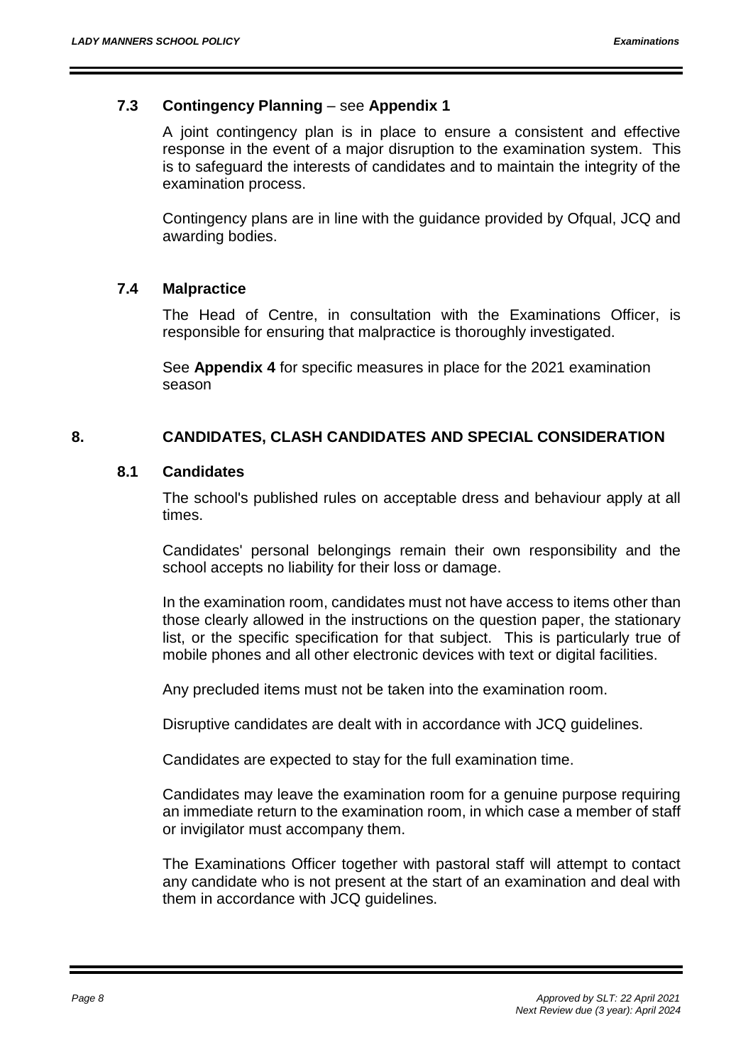### 7.3 Contingency Planning – see **Appendix 1**

A joint contingency plan is in place to ensure a consistent and effective response in the event of a major disruption to the examination system. This is to safeguard the interests of candidates and to maintain the integrity of the examination process.

Contingency plans are in line with the guidance provided by Ofqual, JCQ and awarding bodies.

### 7.4 Malpractice

The Head of Centre, in consultation with the Examinations Officer, is responsible for ensuring that malpractice is thoroughly investigated.

See **Appendix 4** for specific measures in place for the 2021 examination season

## 8. CANDIDATES, CLASH CANDIDATES AND SPECIAL CONSIDERATION

### 8.1 Candidates

The school's published rules on acceptable dress and behaviour apply at all times.

Candidates' personal belongings remain their own responsibility and the school accepts no liability for their loss or damage.

In the examination room, candidates must not have access to items other than those clearly allowed in the instructions on the question paper, the stationary list, or the specific specification for that subject. This is particularly true of mobile phones and all other electronic devices with text or digital facilities.

Any precluded items must not be taken into the examination room.

Disruptive candidates are dealt with in accordance with JCQ guidelines.

Candidates are expected to stay for the full examination time.

Candidates may leave the examination room for a genuine purpose requiring an immediate return to the examination room, in which case a member of staff or invigilator must accompany them.

The Examinations Officer together with pastoral staff will attempt to contact any candidate who is not present at the start of an examination and deal with them in accordance with JCQ guidelines.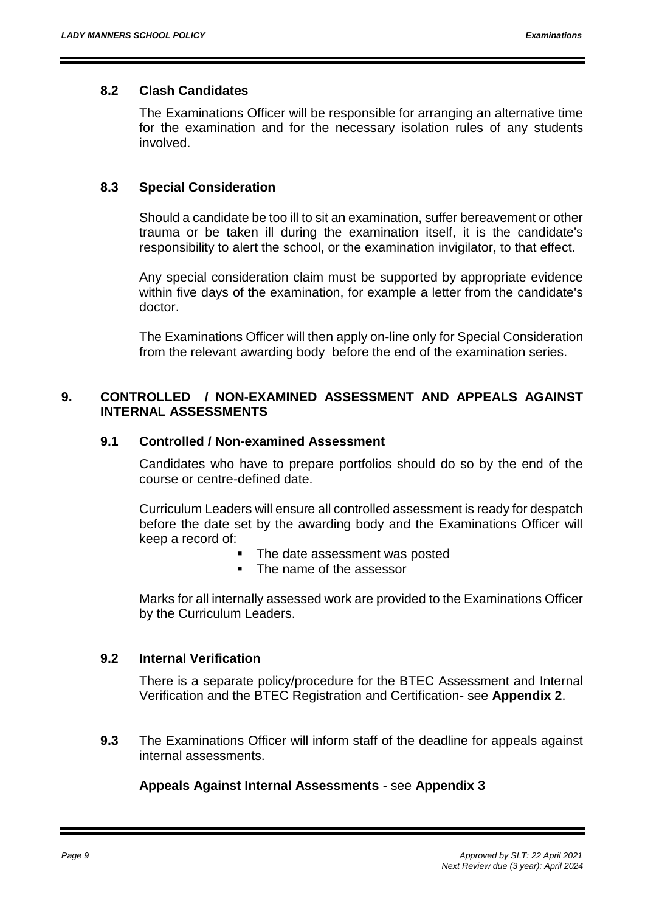### 8.2 Clash Candidates

The Examinations Officer will be responsible for arranging an alternative time for the examination and for the necessary isolation rules of any students involved.

### 8.3 Special Consideration

Should a candidate be too ill to sit an examination, suffer bereavement or other trauma or be taken ill during the examination itself, it is the candidate's responsibility to alert the school, or the examination invigilator, to that effect.

Any special consideration claim must be supported by appropriate evidence within five days of the examination, for example a letter from the candidate's doctor.

The Examinations Officer will then apply on-line only for Special Consideration from the relevant awarding body before the end of the examination series.

## 9. CONTROLLED / NON-EXAMINED ASSESSMENT AND APPEALS AGAINST INTERNAL ASSESSMENTS

### 9.1 Controlled / Non-examined Assessment

Candidates who have to prepare portfolios should do so by the end of the course or centre-defined date.

Curriculum Leaders will ensure all controlled assessment is ready for despatch before the date set by the awarding body and the Examinations Officer will keep a record of:

- The date assessment was posted
- The name of the assessor

Marks for all internally assessed work are provided to the Examinations Officer by the Curriculum Leaders.

### 9.2 Internal Verification

There is a separate policy/procedure for the BTEC Assessment and Internal Verification and the BTEC Registration and Certification- see **Appendix 2**.

**9.3** The Examinations Officer will inform staff of the deadline for appeals against internal assessments.

**Appeals Against Internal Assessments** - see **Appendix 3**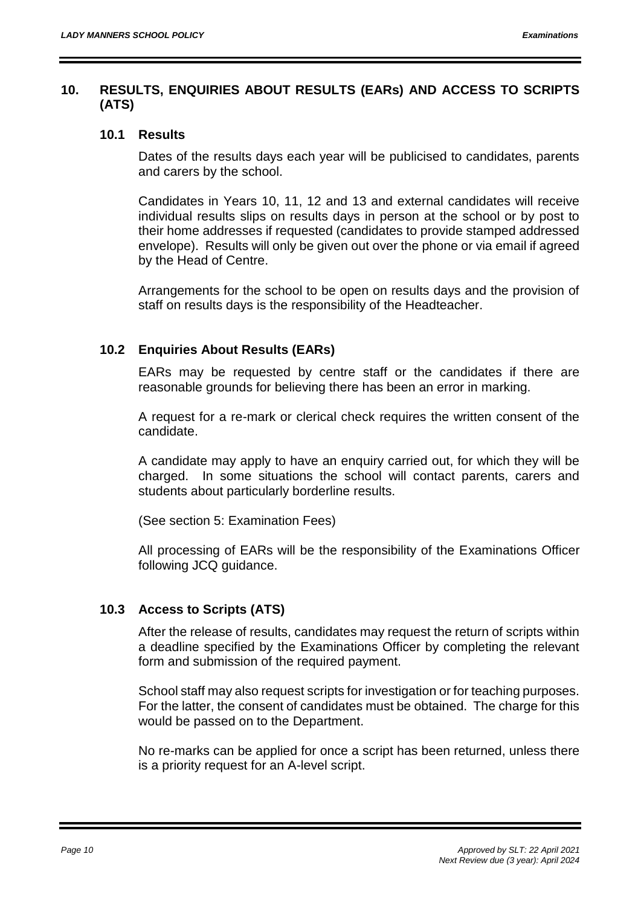## 10. RESULTS, ENQUIRIES ABOUT RESULTS (EARs) AND ACCESS TO SCRIPTS (ATS)

### 10.1 Results

Dates of the results days each year will be publicised to candidates, parents and carers by the school.

Candidates in Years 10, 11, 12 and 13 and external candidates will receive individual results slips on results days in person at the school or by post to their home addresses if requested (candidates to provide stamped addressed envelope). Results will only be given out over the phone or via email if agreed by the Head of Centre.

Arrangements for the school to be open on results days and the provision of staff on results days is the responsibility of the Headteacher.

### 10.2 Enquiries About Results (EARs)

EARs may be requested by centre staff or the candidates if there are reasonable grounds for believing there has been an error in marking.

A request for a re-mark or clerical check requires the written consent of the candidate.

A candidate may apply to have an enquiry carried out, for which they will be charged. In some situations the school will contact parents, carers and students about particularly borderline results.

(See section 5: Examination Fees)

All processing of EARs will be the responsibility of the Examinations Officer following JCQ guidance.

### 10.3 Access to Scripts (ATS)

After the release of results, candidates may request the return of scripts within a deadline specified by the Examinations Officer by completing the relevant form and submission of the required payment.

School staff may also request scripts for investigation or for teaching purposes. For the latter, the consent of candidates must be obtained. The charge for this would be passed on to the Department.

No re-marks can be applied for once a script has been returned, unless there is a priority request for an A-level script.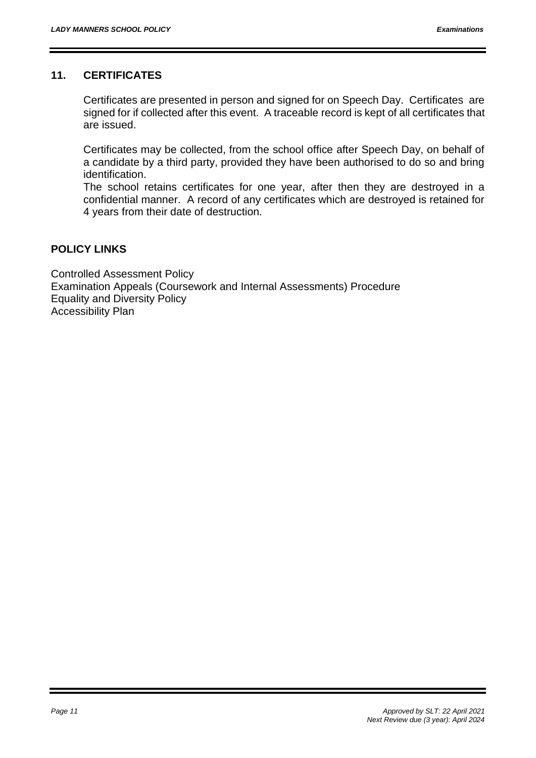## 11. CERTIFICATES

Certificates are presented in person and signed for on Speech Day. Certificates are signed for if collected after this event. A traceable record is kept of all certificates that are issued.

Certificates may be collected, from the school office after Speech Day, on behalf of a candidate by a third party, provided they have been authorised to do so and bring identification.
The school retains certificates for one year, after then they are destroyed in a confidential manner. A record of any certificates which are destroyed is retained for 4 years from their date of destruction.

## POLICY LINKS

Controlled Assessment Policy
Examination Appeals (Coursework and Internal Assessments) Procedure
Equality and Diversity Policy
Accessibility Plan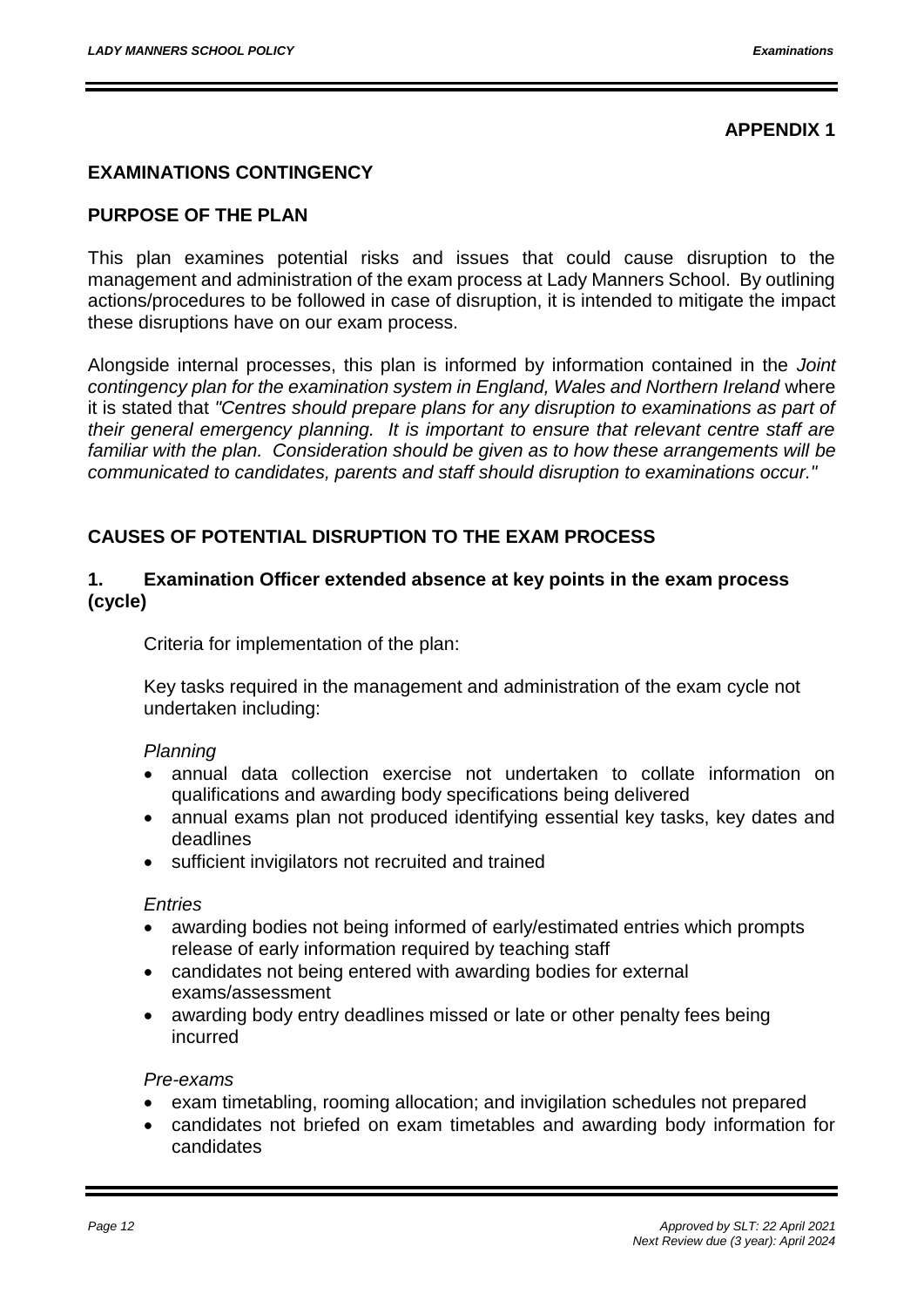**APPENDIX 1**

## EXAMINATIONS CONTINGENCY

### PURPOSE OF THE PLAN

This plan examines potential risks and issues that could cause disruption to the management and administration of the exam process at Lady Manners School. By outlining actions/procedures to be followed in case of disruption, it is intended to mitigate the impact these disruptions have on our exam process.

Alongside internal processes, this plan is informed by information contained in the *Joint contingency plan for the examination system in England, Wales and Northern Ireland* where it is stated that *"Centres should prepare plans for any disruption to examinations as part of their general emergency planning. It is important to ensure that relevant centre staff are familiar with the plan. Consideration should be given as to how these arrangements will be communicated to candidates, parents and staff should disruption to examinations occur."*

### CAUSES OF POTENTIAL DISRUPTION TO THE EXAM PROCESS

#### 1. Examination Officer extended absence at key points in the exam process (cycle)

Criteria for implementation of the plan:

Key tasks required in the management and administration of the exam cycle not undertaken including:

*Planning*

- annual data collection exercise not undertaken to collate information on qualifications and awarding body specifications being delivered
- annual exams plan not produced identifying essential key tasks, key dates and deadlines
- sufficient invigilators not recruited and trained

*Entries*

- awarding bodies not being informed of early/estimated entries which prompts release of early information required by teaching staff
- candidates not being entered with awarding bodies for external exams/assessment
- awarding body entry deadlines missed or late or other penalty fees being incurred

*Pre-exams*

- exam timetabling, rooming allocation; and invigilation schedules not prepared
- candidates not briefed on exam timetables and awarding body information for candidates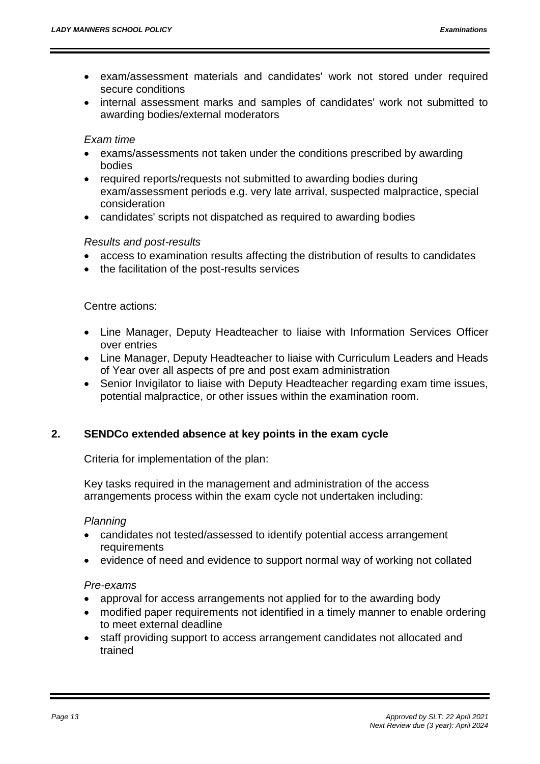- exam/assessment materials and candidates' work not stored under required secure conditions
- internal assessment marks and samples of candidates' work not submitted to awarding bodies/external moderators

*Exam time*

- exams/assessments not taken under the conditions prescribed by awarding bodies
- required reports/requests not submitted to awarding bodies during exam/assessment periods e.g. very late arrival, suspected malpractice, special consideration
- candidates' scripts not dispatched as required to awarding bodies

*Results and post-results*

- access to examination results affecting the distribution of results to candidates
- the facilitation of the post-results services

Centre actions:

- Line Manager, Deputy Headteacher to liaise with Information Services Officer over entries
- Line Manager, Deputy Headteacher to liaise with Curriculum Leaders and Heads of Year over all aspects of pre and post exam administration
- Senior Invigilator to liaise with Deputy Headteacher regarding exam time issues, potential malpractice, or other issues within the examination room.

## 2. SENDCo extended absence at key points in the exam cycle

Criteria for implementation of the plan:

Key tasks required in the management and administration of the access arrangements process within the exam cycle not undertaken including:

*Planning*

- candidates not tested/assessed to identify potential access arrangement requirements
- evidence of need and evidence to support normal way of working not collated

*Pre-exams*

- approval for access arrangements not applied for to the awarding body
- modified paper requirements not identified in a timely manner to enable ordering to meet external deadline
- staff providing support to access arrangement candidates not allocated and trained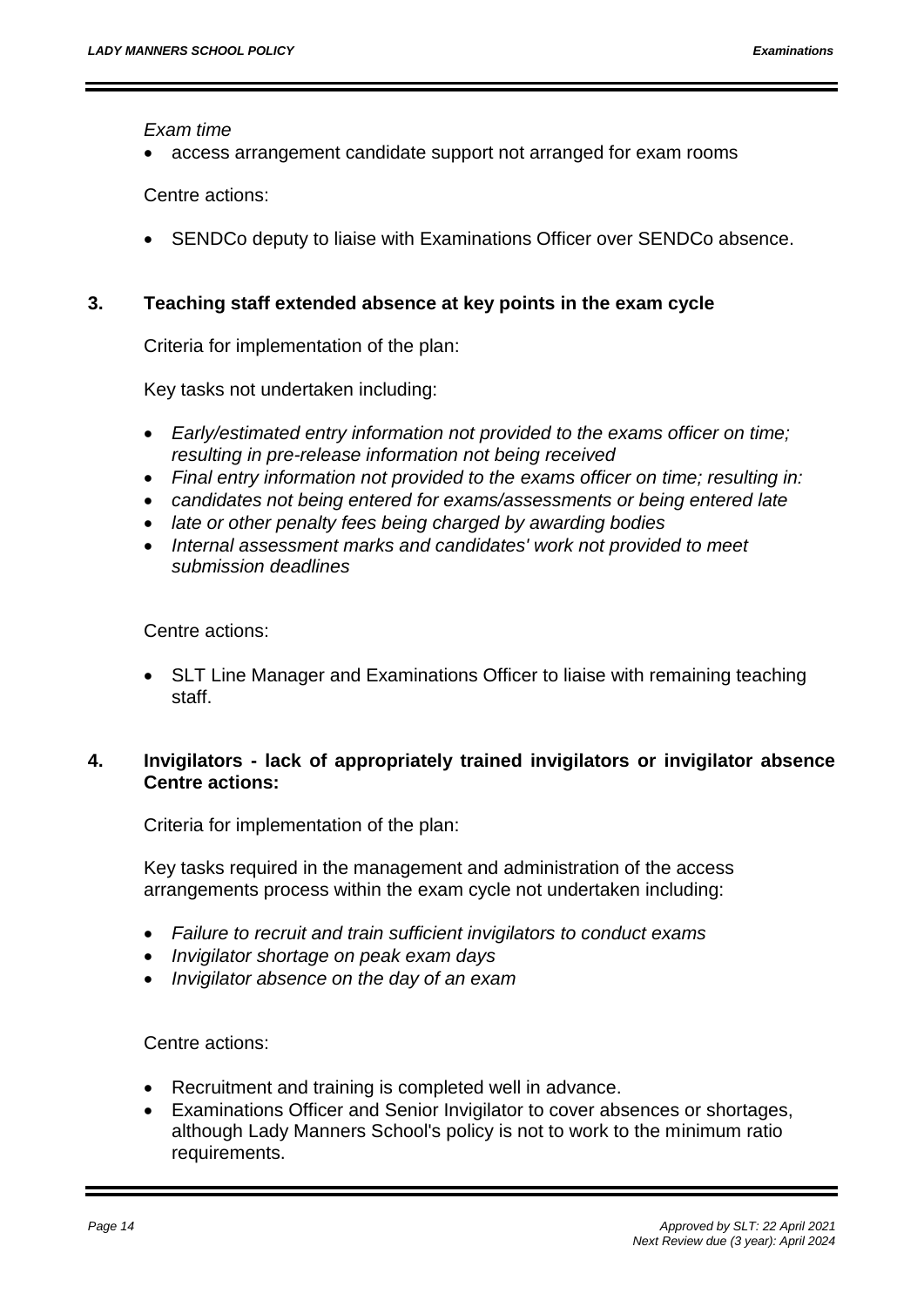*Exam time*

- access arrangement candidate support not arranged for exam rooms

Centre actions:

- SENDCo deputy to liaise with Examinations Officer over SENDCo absence.

### 3. Teaching staff extended absence at key points in the exam cycle

Criteria for implementation of the plan:

Key tasks not undertaken including:

- *Early/estimated entry information not provided to the exams officer on time; resulting in pre-release information not being received*
- *Final entry information not provided to the exams officer on time; resulting in:*
- *candidates not being entered for exams/assessments or being entered late*
- *late or other penalty fees being charged by awarding bodies*
- *Internal assessment marks and candidates' work not provided to meet submission deadlines*

Centre actions:

- SLT Line Manager and Examinations Officer to liaise with remaining teaching staff.

### 4. Invigilators - lack of appropriately trained invigilators or invigilator absence Centre actions:

Criteria for implementation of the plan:

Key tasks required in the management and administration of the access arrangements process within the exam cycle not undertaken including:

- *Failure to recruit and train sufficient invigilators to conduct exams*
- *Invigilator shortage on peak exam days*
- *Invigilator absence on the day of an exam*

Centre actions:

- Recruitment and training is completed well in advance.
- Examinations Officer and Senior Invigilator to cover absences or shortages, although Lady Manners School's policy is not to work to the minimum ratio requirements.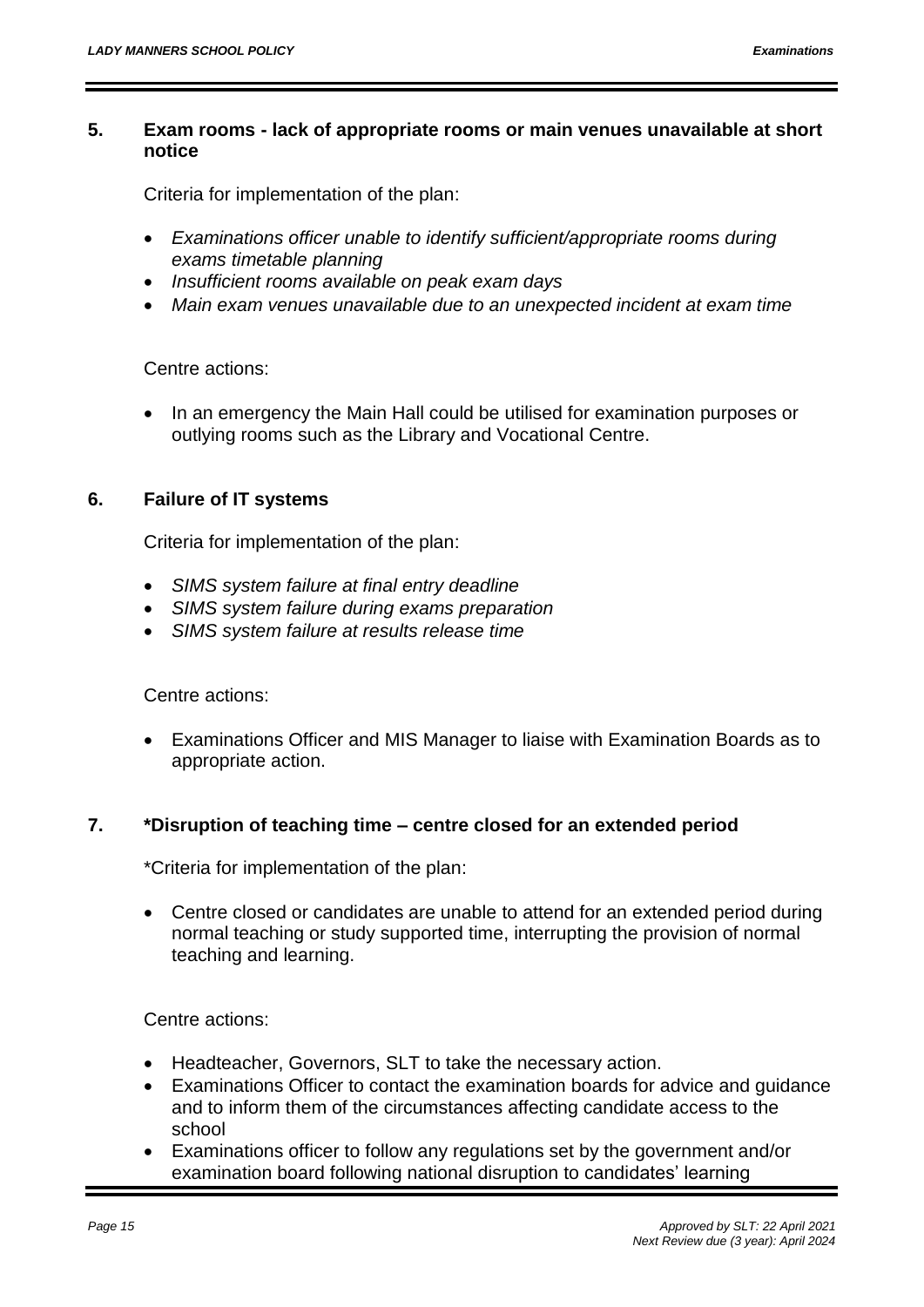## 5. Exam rooms - lack of appropriate rooms or main venues unavailable at short notice

Criteria for implementation of the plan:

- *Examinations officer unable to identify sufficient/appropriate rooms during exams timetable planning*
- *Insufficient rooms available on peak exam days*
- *Main exam venues unavailable due to an unexpected incident at exam time*

Centre actions:

- In an emergency the Main Hall could be utilised for examination purposes or outlying rooms such as the Library and Vocational Centre.

## 6. Failure of IT systems

Criteria for implementation of the plan:

- *SIMS system failure at final entry deadline*
- *SIMS system failure during exams preparation*
- *SIMS system failure at results release time*

Centre actions:

- Examinations Officer and MIS Manager to liaise with Examination Boards as to appropriate action.

## 7. *Disruption of teaching time – centre closed for an extended period

*Criteria for implementation of the plan:

- Centre closed or candidates are unable to attend for an extended period during normal teaching or study supported time, interrupting the provision of normal teaching and learning.

Centre actions:

- Headteacher, Governors, SLT to take the necessary action.
- Examinations Officer to contact the examination boards for advice and guidance and to inform them of the circumstances affecting candidate access to the school
- Examinations officer to follow any regulations set by the government and/or examination board following national disruption to candidates' learning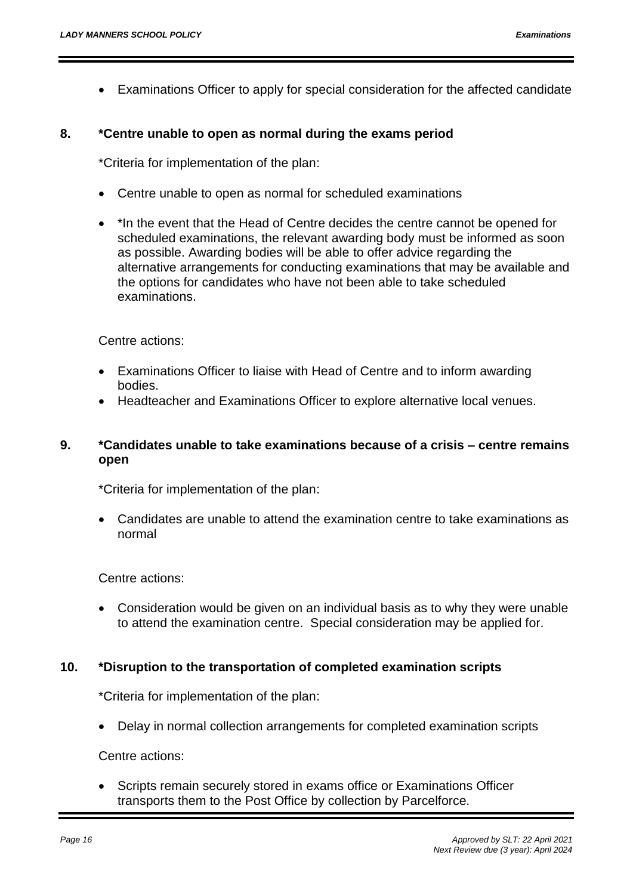- Examinations Officer to apply for special consideration for the affected candidate

### 8. *Centre unable to open as normal during the exams period

*Criteria for implementation of the plan:

- Centre unable to open as normal for scheduled examinations
- *In the event that the Head of Centre decides the centre cannot be opened for scheduled examinations, the relevant awarding body must be informed as soon as possible. Awarding bodies will be able to offer advice regarding the alternative arrangements for conducting examinations that may be available and the options for candidates who have not been able to take scheduled examinations.

Centre actions:

- Examinations Officer to liaise with Head of Centre and to inform awarding bodies.
- Headteacher and Examinations Officer to explore alternative local venues.

### 9. *Candidates unable to take examinations because of a crisis – centre remains open

*Criteria for implementation of the plan:

- Candidates are unable to attend the examination centre to take examinations as normal

Centre actions:

- Consideration would be given on an individual basis as to why they were unable to attend the examination centre. Special consideration may be applied for.

### 10. *Disruption to the transportation of completed examination scripts

*Criteria for implementation of the plan:

- Delay in normal collection arrangements for completed examination scripts

Centre actions:

- Scripts remain securely stored in exams office or Examinations Officer transports them to the Post Office by collection by Parcelforce.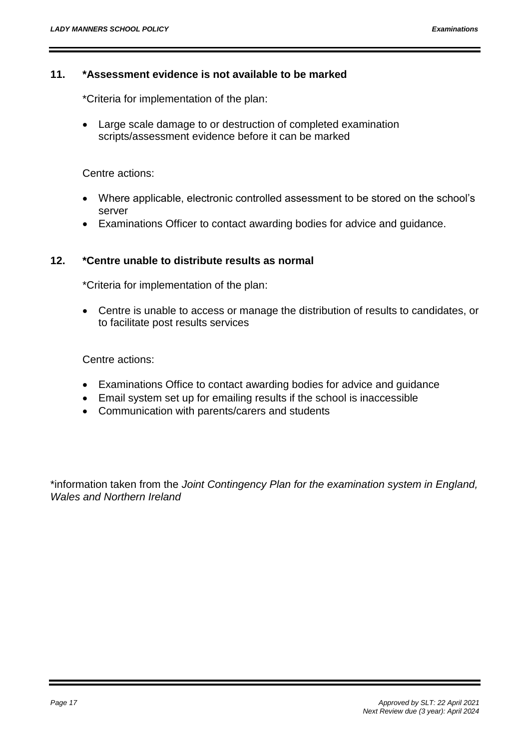## 11. *Assessment evidence is not available to be marked

*Criteria for implementation of the plan:

- Large scale damage to or destruction of completed examination scripts/assessment evidence before it can be marked

Centre actions:

- Where applicable, electronic controlled assessment to be stored on the school's server
- Examinations Officer to contact awarding bodies for advice and guidance.

## 12. *Centre unable to distribute results as normal

*Criteria for implementation of the plan:

- Centre is unable to access or manage the distribution of results to candidates, or to facilitate post results services

Centre actions:

- Examinations Office to contact awarding bodies for advice and guidance
- Email system set up for emailing results if the school is inaccessible
- Communication with parents/carers and students

*information taken from the *Joint Contingency Plan for the examination system in England, Wales and Northern Ireland*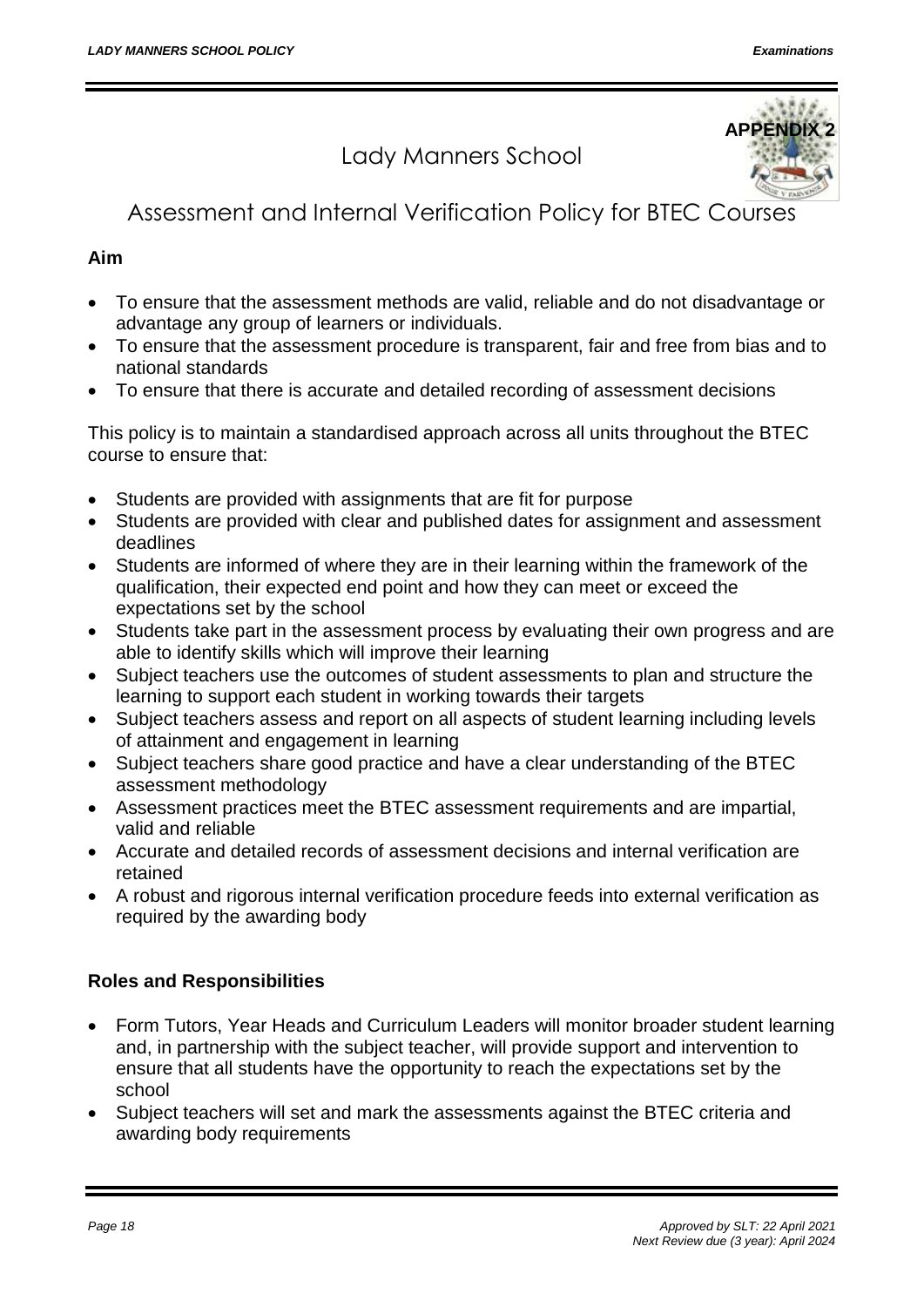**APPENDIX 2**

# Lady Manners School

## Assessment and Internal Verification Policy for BTEC Courses

**Aim**

- To ensure that the assessment methods are valid, reliable and do not disadvantage or advantage any group of learners or individuals.
- To ensure that the assessment procedure is transparent, fair and free from bias and to national standards
- To ensure that there is accurate and detailed recording of assessment decisions

This policy is to maintain a standardised approach across all units throughout the BTEC course to ensure that:

- Students are provided with assignments that are fit for purpose
- Students are provided with clear and published dates for assignment and assessment deadlines
- Students are informed of where they are in their learning within the framework of the qualification, their expected end point and how they can meet or exceed the expectations set by the school
- Students take part in the assessment process by evaluating their own progress and are able to identify skills which will improve their learning
- Subject teachers use the outcomes of student assessments to plan and structure the learning to support each student in working towards their targets
- Subject teachers assess and report on all aspects of student learning including levels of attainment and engagement in learning
- Subject teachers share good practice and have a clear understanding of the BTEC assessment methodology
- Assessment practices meet the BTEC assessment requirements and are impartial, valid and reliable
- Accurate and detailed records of assessment decisions and internal verification are retained
- A robust and rigorous internal verification procedure feeds into external verification as required by the awarding body

**Roles and Responsibilities**

- Form Tutors, Year Heads and Curriculum Leaders will monitor broader student learning and, in partnership with the subject teacher, will provide support and intervention to ensure that all students have the opportunity to reach the expectations set by the school
- Subject teachers will set and mark the assessments against the BTEC criteria and awarding body requirements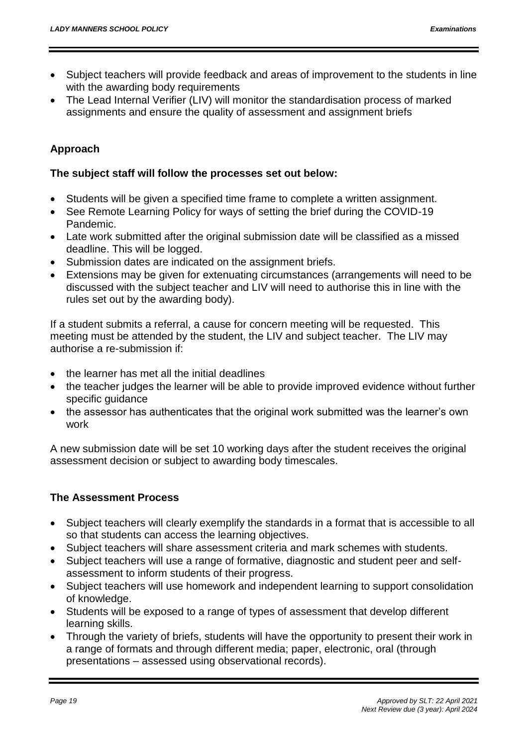- Subject teachers will provide feedback and areas of improvement to the students in line with the awarding body requirements
- The Lead Internal Verifier (LIV) will monitor the standardisation process of marked assignments and ensure the quality of assessment and assignment briefs

**Approach**

**The subject staff will follow the processes set out below:**

- Students will be given a specified time frame to complete a written assignment.
- See Remote Learning Policy for ways of setting the brief during the COVID-19 Pandemic.
- Late work submitted after the original submission date will be classified as a missed deadline. This will be logged.
- Submission dates are indicated on the assignment briefs.
- Extensions may be given for extenuating circumstances (arrangements will need to be discussed with the subject teacher and LIV will need to authorise this in line with the rules set out by the awarding body).

If a student submits a referral, a cause for concern meeting will be requested. This meeting must be attended by the student, the LIV and subject teacher. The LIV may authorise a re-submission if:

- the learner has met all the initial deadlines
- the teacher judges the learner will be able to provide improved evidence without further specific guidance
- the assessor has authenticates that the original work submitted was the learner's own work

A new submission date will be set 10 working days after the student receives the original assessment decision or subject to awarding body timescales.

**The Assessment Process**

- Subject teachers will clearly exemplify the standards in a format that is accessible to all so that students can access the learning objectives.
- Subject teachers will share assessment criteria and mark schemes with students.
- Subject teachers will use a range of formative, diagnostic and student peer and self-assessment to inform students of their progress.
- Subject teachers will use homework and independent learning to support consolidation of knowledge.
- Students will be exposed to a range of types of assessment that develop different learning skills.
- Through the variety of briefs, students will have the opportunity to present their work in a range of formats and through different media; paper, electronic, oral (through presentations – assessed using observational records).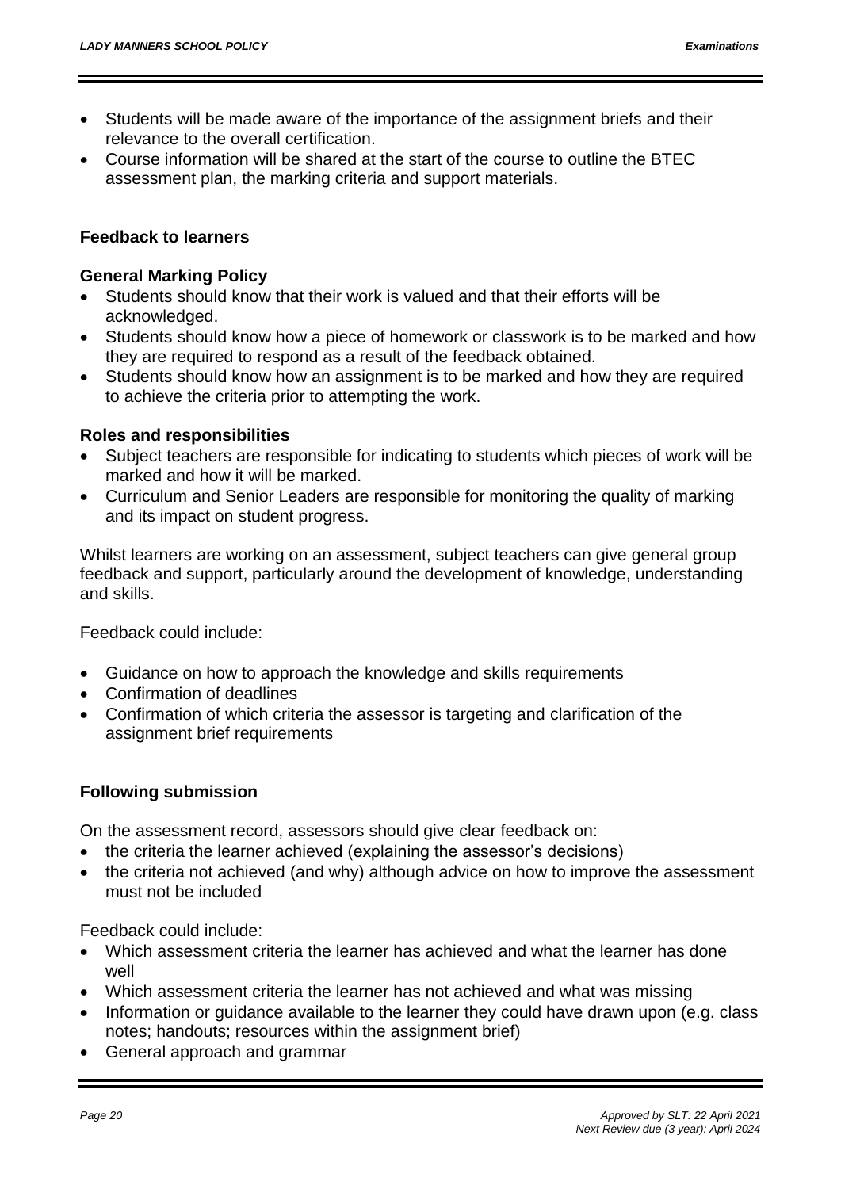- Students will be made aware of the importance of the assignment briefs and their relevance to the overall certification.
- Course information will be shared at the start of the course to outline the BTEC assessment plan, the marking criteria and support materials.

### Feedback to learners

#### General Marking Policy

- Students should know that their work is valued and that their efforts will be acknowledged.
- Students should know how a piece of homework or classwork is to be marked and how they are required to respond as a result of the feedback obtained.
- Students should know how an assignment is to be marked and how they are required to achieve the criteria prior to attempting the work.

#### Roles and responsibilities

- Subject teachers are responsible for indicating to students which pieces of work will be marked and how it will be marked.
- Curriculum and Senior Leaders are responsible for monitoring the quality of marking and its impact on student progress.

Whilst learners are working on an assessment, subject teachers can give general group feedback and support, particularly around the development of knowledge, understanding and skills.

Feedback could include:

- Guidance on how to approach the knowledge and skills requirements
- Confirmation of deadlines
- Confirmation of which criteria the assessor is targeting and clarification of the assignment brief requirements

### Following submission

On the assessment record, assessors should give clear feedback on:

- the criteria the learner achieved (explaining the assessor's decisions)
- the criteria not achieved (and why) although advice on how to improve the assessment must not be included

Feedback could include:

- Which assessment criteria the learner has achieved and what the learner has done well
- Which assessment criteria the learner has not achieved and what was missing
- Information or guidance available to the learner they could have drawn upon (e.g. class notes; handouts; resources within the assignment brief)
- General approach and grammar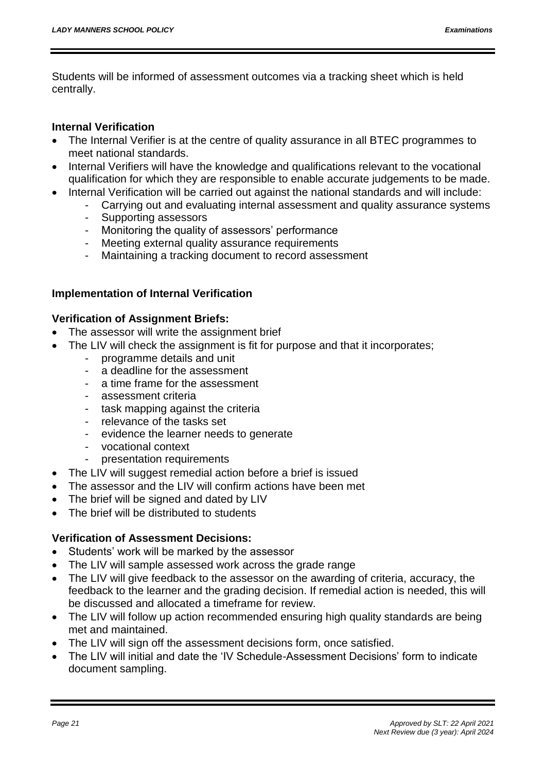Students will be informed of assessment outcomes via a tracking sheet which is held centrally.

**Internal Verification**

- The Internal Verifier is at the centre of quality assurance in all BTEC programmes to meet national standards.
- Internal Verifiers will have the knowledge and qualifications relevant to the vocational qualification for which they are responsible to enable accurate judgements to be made.
- Internal Verification will be carried out against the national standards and will include:
  - Carrying out and evaluating internal assessment and quality assurance systems
  - Supporting assessors
  - Monitoring the quality of assessors' performance
  - Meeting external quality assurance requirements
  - Maintaining a tracking document to record assessment

**Implementation of Internal Verification**

**Verification of Assignment Briefs:**

- The assessor will write the assignment brief
- The LIV will check the assignment is fit for purpose and that it incorporates;
  - programme details and unit
  - a deadline for the assessment
  - a time frame for the assessment
  - assessment criteria
  - task mapping against the criteria
  - relevance of the tasks set
  - evidence the learner needs to generate
  - vocational context
  - presentation requirements
- The LIV will suggest remedial action before a brief is issued
- The assessor and the LIV will confirm actions have been met
- The brief will be signed and dated by LIV
- The brief will be distributed to students

**Verification of Assessment Decisions:**

- Students' work will be marked by the assessor
- The LIV will sample assessed work across the grade range
- The LIV will give feedback to the assessor on the awarding of criteria, accuracy, the feedback to the learner and the grading decision. If remedial action is needed, this will be discussed and allocated a timeframe for review.
- The LIV will follow up action recommended ensuring high quality standards are being met and maintained.
- The LIV will sign off the assessment decisions form, once satisfied.
- The LIV will initial and date the 'IV Schedule-Assessment Decisions' form to indicate document sampling.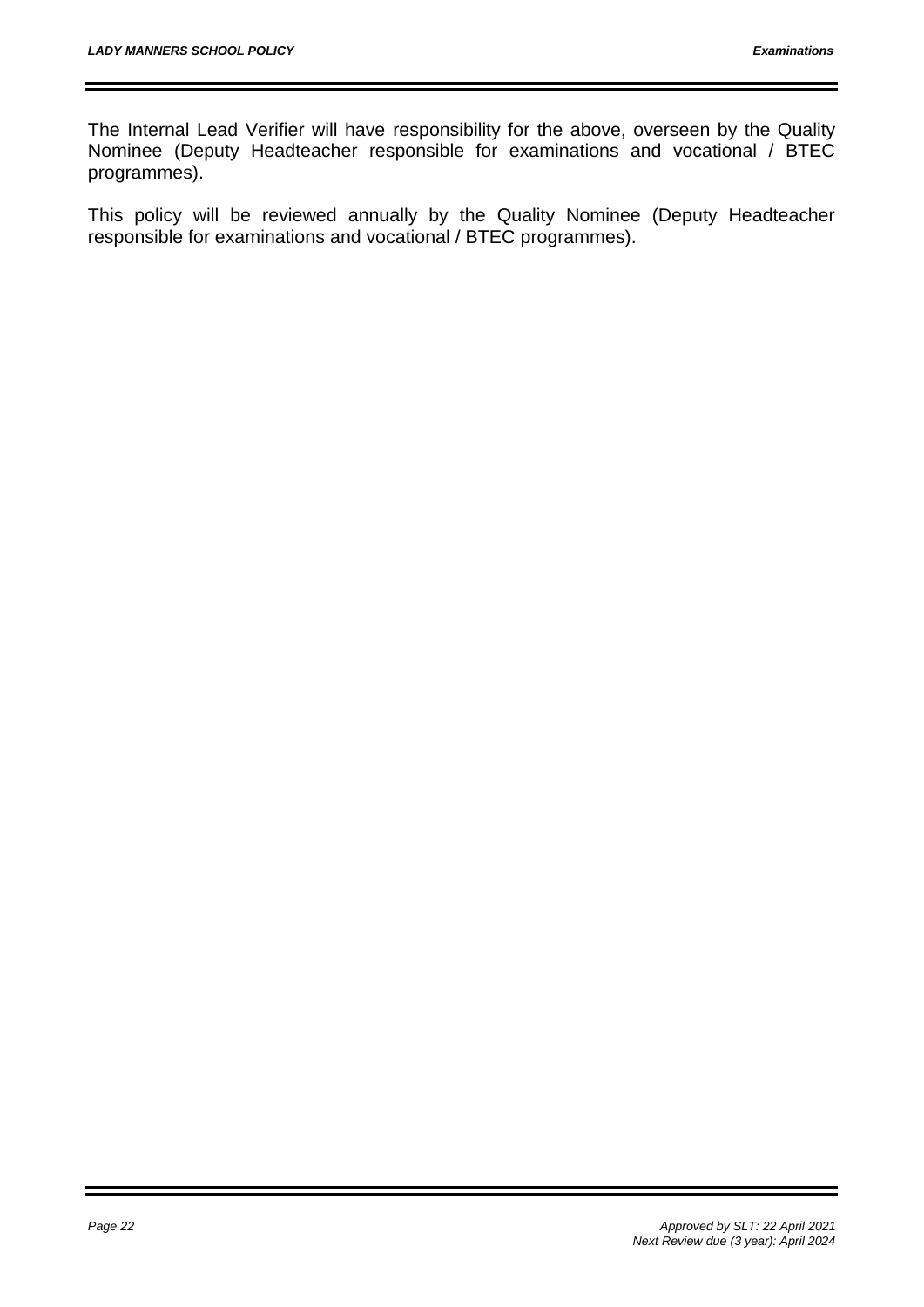The Internal Lead Verifier will have responsibility for the above, overseen by the Quality Nominee (Deputy Headteacher responsible for examinations and vocational / BTEC programmes).

This policy will be reviewed annually by the Quality Nominee (Deputy Headteacher responsible for examinations and vocational / BTEC programmes).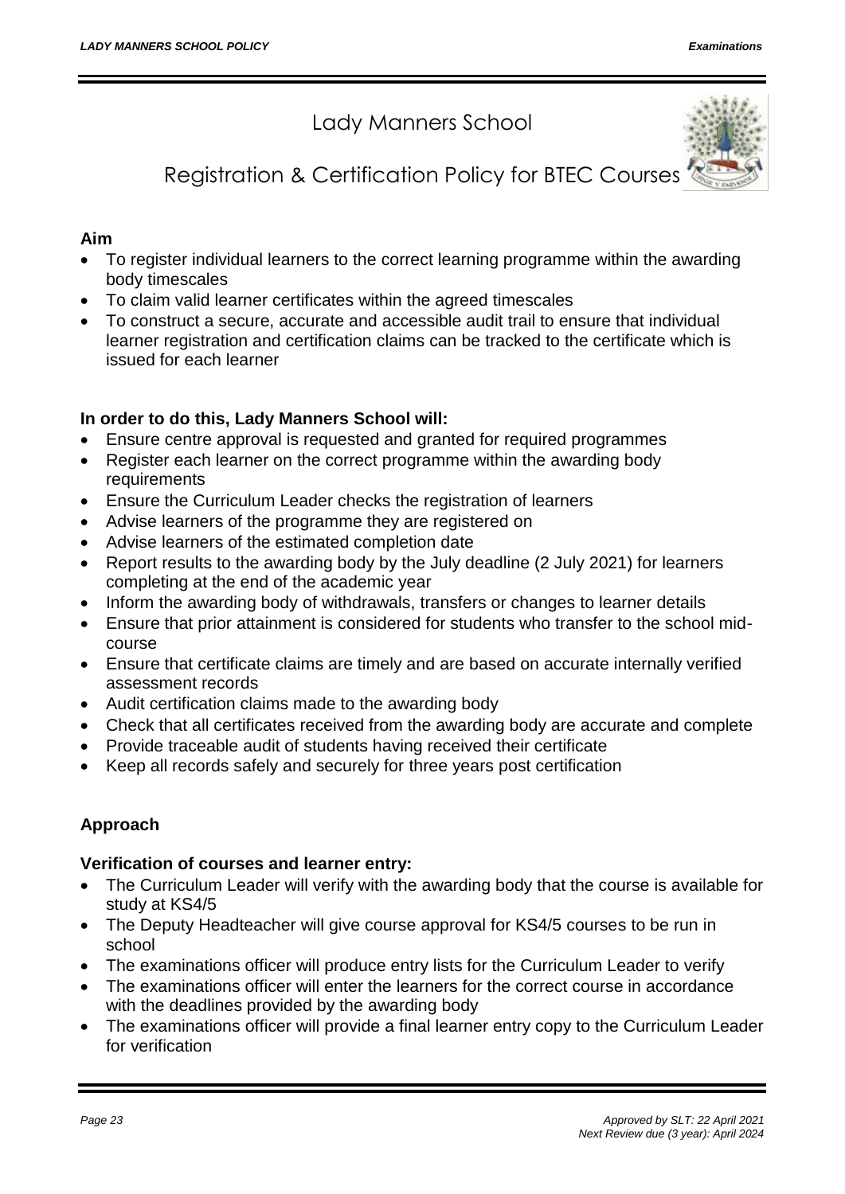# Lady Manners School

## Registration & Certification Policy for BTEC Courses

**Aim**

- To register individual learners to the correct learning programme within the awarding body timescales
- To claim valid learner certificates within the agreed timescales
- To construct a secure, accurate and accessible audit trail to ensure that individual learner registration and certification claims can be tracked to the certificate which is issued for each learner

**In order to do this, Lady Manners School will:**

- Ensure centre approval is requested and granted for required programmes
- Register each learner on the correct programme within the awarding body requirements
- Ensure the Curriculum Leader checks the registration of learners
- Advise learners of the programme they are registered on
- Advise learners of the estimated completion date
- Report results to the awarding body by the July deadline (2 July 2021) for learners completing at the end of the academic year
- Inform the awarding body of withdrawals, transfers or changes to learner details
- Ensure that prior attainment is considered for students who transfer to the school mid-course
- Ensure that certificate claims are timely and are based on accurate internally verified assessment records
- Audit certification claims made to the awarding body
- Check that all certificates received from the awarding body are accurate and complete
- Provide traceable audit of students having received their certificate
- Keep all records safely and securely for three years post certification

**Approach**

**Verification of courses and learner entry:**

- The Curriculum Leader will verify with the awarding body that the course is available for study at KS4/5
- The Deputy Headteacher will give course approval for KS4/5 courses to be run in school
- The examinations officer will produce entry lists for the Curriculum Leader to verify
- The examinations officer will enter the learners for the correct course in accordance with the deadlines provided by the awarding body
- The examinations officer will provide a final learner entry copy to the Curriculum Leader for verification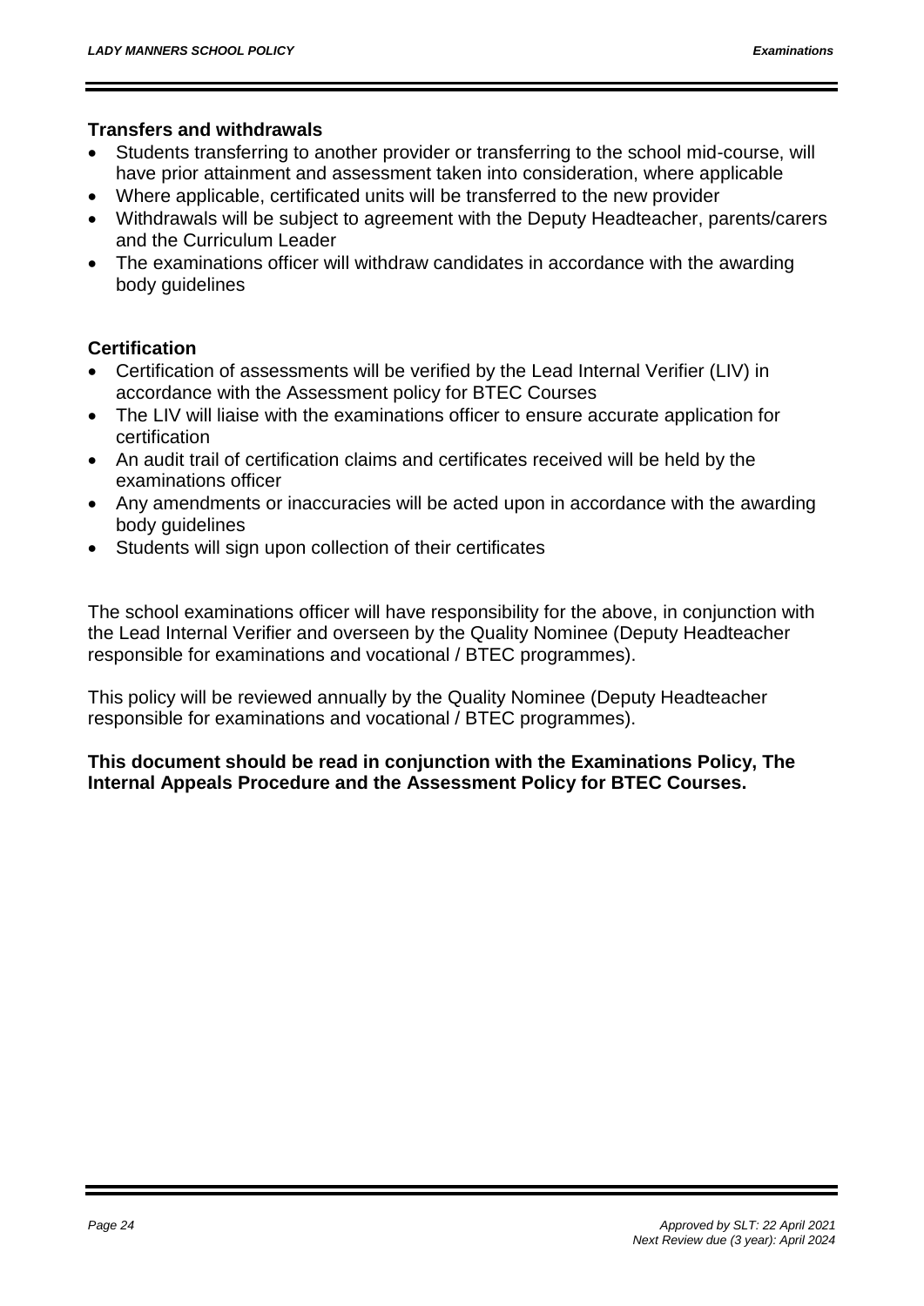### Transfers and withdrawals

- Students transferring to another provider or transferring to the school mid-course, will have prior attainment and assessment taken into consideration, where applicable
- Where applicable, certificated units will be transferred to the new provider
- Withdrawals will be subject to agreement with the Deputy Headteacher, parents/carers and the Curriculum Leader
- The examinations officer will withdraw candidates in accordance with the awarding body guidelines

### Certification

- Certification of assessments will be verified by the Lead Internal Verifier (LIV) in accordance with the Assessment policy for BTEC Courses
- The LIV will liaise with the examinations officer to ensure accurate application for certification
- An audit trail of certification claims and certificates received will be held by the examinations officer
- Any amendments or inaccuracies will be acted upon in accordance with the awarding body guidelines
- Students will sign upon collection of their certificates

The school examinations officer will have responsibility for the above, in conjunction with the Lead Internal Verifier and overseen by the Quality Nominee (Deputy Headteacher responsible for examinations and vocational / BTEC programmes).

This policy will be reviewed annually by the Quality Nominee (Deputy Headteacher responsible for examinations and vocational / BTEC programmes).

**This document should be read in conjunction with the Examinations Policy, The Internal Appeals Procedure and the Assessment Policy for BTEC Courses.**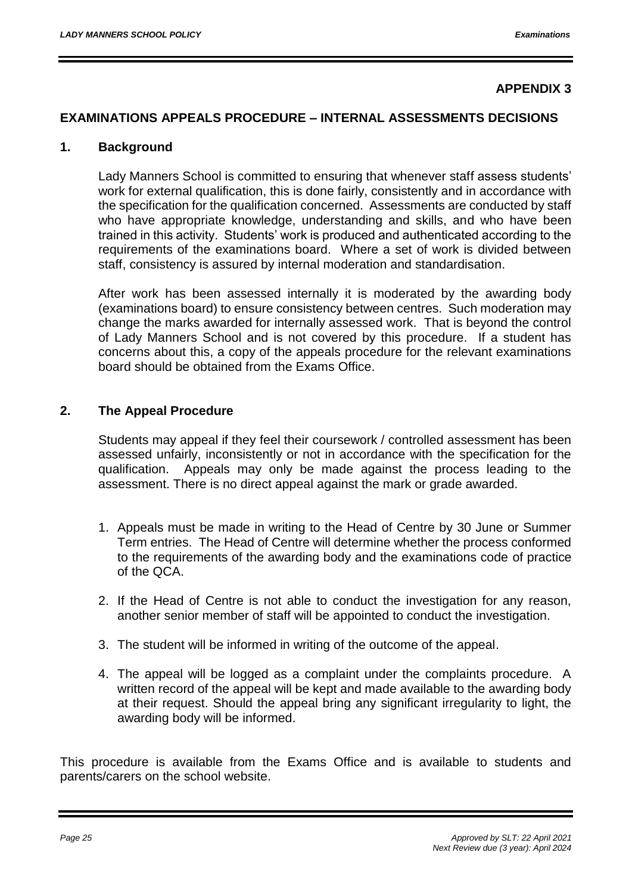**APPENDIX 3**

## EXAMINATIONS APPEALS PROCEDURE – INTERNAL ASSESSMENTS DECISIONS

### 1. Background

Lady Manners School is committed to ensuring that whenever staff assess students' work for external qualification, this is done fairly, consistently and in accordance with the specification for the qualification concerned. Assessments are conducted by staff who have appropriate knowledge, understanding and skills, and who have been trained in this activity. Students' work is produced and authenticated according to the requirements of the examinations board. Where a set of work is divided between staff, consistency is assured by internal moderation and standardisation.

After work has been assessed internally it is moderated by the awarding body (examinations board) to ensure consistency between centres. Such moderation may change the marks awarded for internally assessed work. That is beyond the control of Lady Manners School and is not covered by this procedure. If a student has concerns about this, a copy of the appeals procedure for the relevant examinations board should be obtained from the Exams Office.

### 2. The Appeal Procedure

Students may appeal if they feel their coursework / controlled assessment has been assessed unfairly, inconsistently or not in accordance with the specification for the qualification. Appeals may only be made against the process leading to the assessment. There is no direct appeal against the mark or grade awarded.

1. Appeals must be made in writing to the Head of Centre by 30 June or Summer Term entries. The Head of Centre will determine whether the process conformed to the requirements of the awarding body and the examinations code of practice of the QCA.
2. If the Head of Centre is not able to conduct the investigation for any reason, another senior member of staff will be appointed to conduct the investigation.
3. The student will be informed in writing of the outcome of the appeal.
4. The appeal will be logged as a complaint under the complaints procedure. A written record of the appeal will be kept and made available to the awarding body at their request. Should the appeal bring any significant irregularity to light, the awarding body will be informed.

This procedure is available from the Exams Office and is available to students and parents/carers on the school website.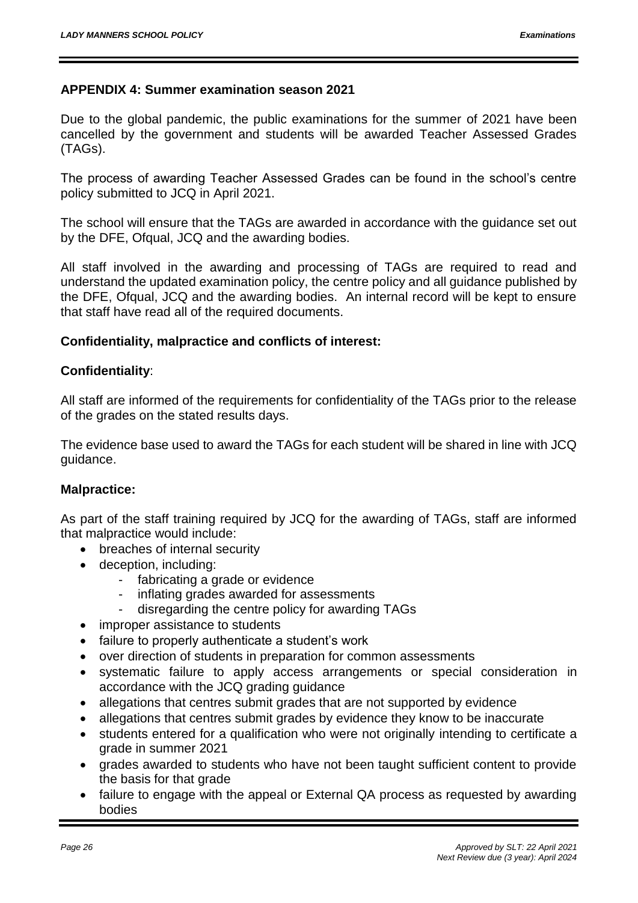## APPENDIX 4: Summer examination season 2021

Due to the global pandemic, the public examinations for the summer of 2021 have been cancelled by the government and students will be awarded Teacher Assessed Grades (TAGs).

The process of awarding Teacher Assessed Grades can be found in the school's centre policy submitted to JCQ in April 2021.

The school will ensure that the TAGs are awarded in accordance with the guidance set out by the DFE, Ofqual, JCQ and the awarding bodies.

All staff involved in the awarding and processing of TAGs are required to read and understand the updated examination policy, the centre policy and all guidance published by the DFE, Ofqual, JCQ and the awarding bodies. An internal record will be kept to ensure that staff have read all of the required documents.

### Confidentiality, malpractice and conflicts of interest:

#### Confidentiality:

All staff are informed of the requirements for confidentiality of the TAGs prior to the release of the grades on the stated results days.

The evidence base used to award the TAGs for each student will be shared in line with JCQ guidance.

#### Malpractice:

As part of the staff training required by JCQ for the awarding of TAGs, staff are informed that malpractice would include:

- breaches of internal security
- deception, including:
  - fabricating a grade or evidence
  - inflating grades awarded for assessments
  - disregarding the centre policy for awarding TAGs
- improper assistance to students
- failure to properly authenticate a student's work
- over direction of students in preparation for common assessments
- systematic failure to apply access arrangements or special consideration in accordance with the JCQ grading guidance
- allegations that centres submit grades that are not supported by evidence
- allegations that centres submit grades by evidence they know to be inaccurate
- students entered for a qualification who were not originally intending to certificate a grade in summer 2021
- grades awarded to students who have not been taught sufficient content to provide the basis for that grade
- failure to engage with the appeal or External QA process as requested by awarding bodies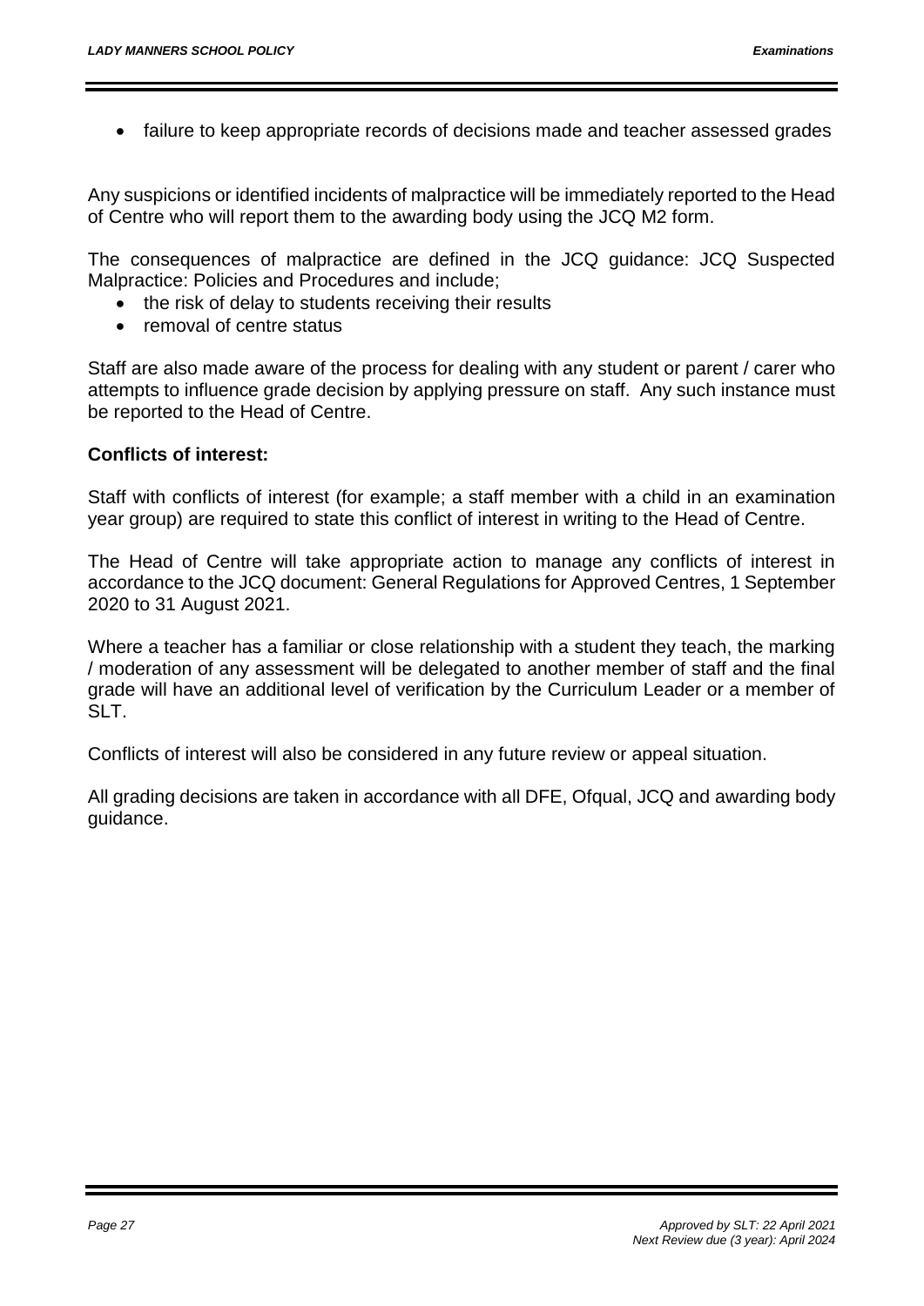- failure to keep appropriate records of decisions made and teacher assessed grades

Any suspicions or identified incidents of malpractice will be immediately reported to the Head of Centre who will report them to the awarding body using the JCQ M2 form.

The consequences of malpractice are defined in the JCQ guidance: JCQ Suspected Malpractice: Policies and Procedures and include;

- the risk of delay to students receiving their results
- removal of centre status

Staff are also made aware of the process for dealing with any student or parent / carer who attempts to influence grade decision by applying pressure on staff. Any such instance must be reported to the Head of Centre.

**Conflicts of interest:**

Staff with conflicts of interest (for example; a staff member with a child in an examination year group) are required to state this conflict of interest in writing to the Head of Centre.

The Head of Centre will take appropriate action to manage any conflicts of interest in accordance to the JCQ document: General Regulations for Approved Centres, 1 September 2020 to 31 August 2021.

Where a teacher has a familiar or close relationship with a student they teach, the marking / moderation of any assessment will be delegated to another member of staff and the final grade will have an additional level of verification by the Curriculum Leader or a member of SLT.

Conflicts of interest will also be considered in any future review or appeal situation.

All grading decisions are taken in accordance with all DFE, Ofqual, JCQ and awarding body guidance.